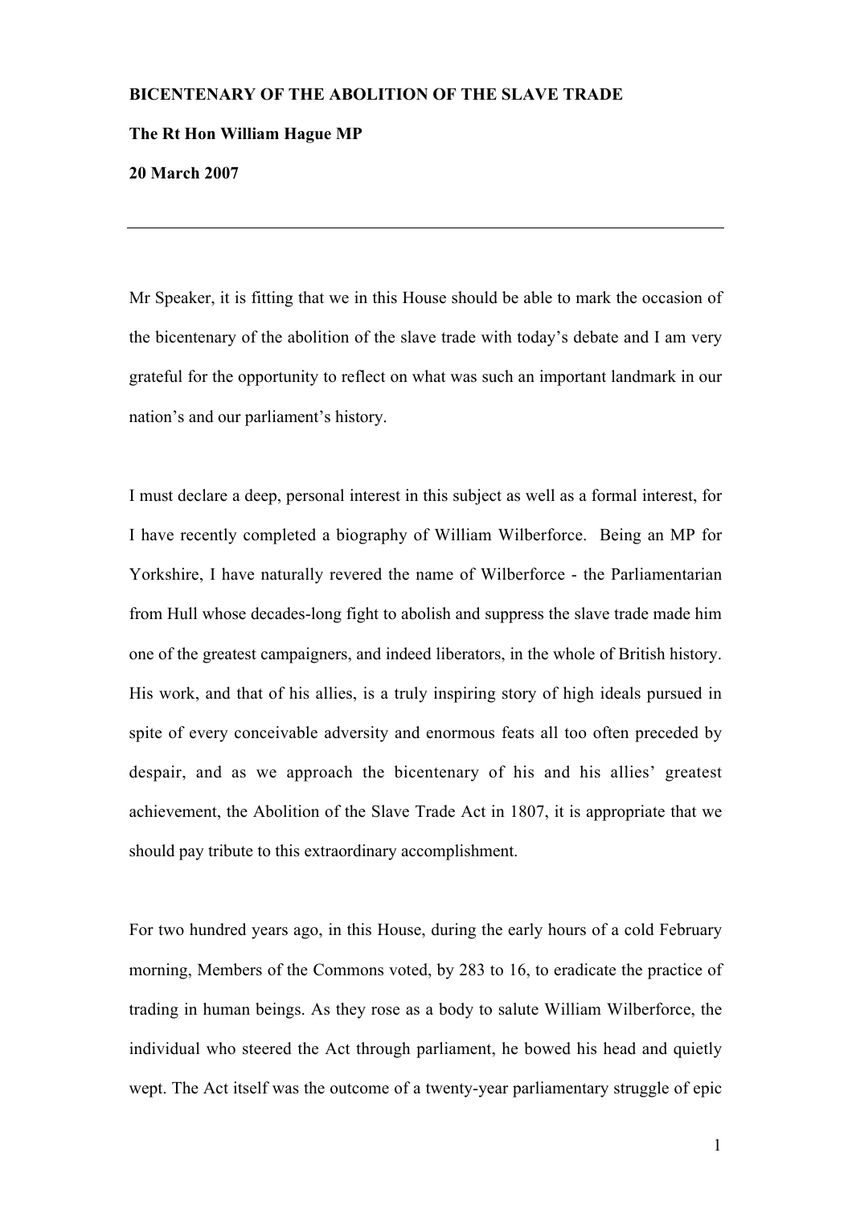**BICENTENARY OF THE ABOLITION OF THE SLAVE TRADE**

**The Rt Hon William Hague MP**

**20 March 2007**

---

Mr Speaker, it is fitting that we in this House should be able to mark the occasion of the bicentenary of the abolition of the slave trade with today's debate and I am very grateful for the opportunity to reflect on what was such an important landmark in our nation's and our parliament's history.

I must declare a deep, personal interest in this subject as well as a formal interest, for I have recently completed a biography of William Wilberforce. Being an MP for Yorkshire, I have naturally revered the name of Wilberforce - the Parliamentarian from Hull whose decades-long fight to abolish and suppress the slave trade made him one of the greatest campaigners, and indeed liberators, in the whole of British history. His work, and that of his allies, is a truly inspiring story of high ideals pursued in spite of every conceivable adversity and enormous feats all too often preceded by despair, and as we approach the bicentenary of his and his allies' greatest achievement, the Abolition of the Slave Trade Act in 1807, it is appropriate that we should pay tribute to this extraordinary accomplishment.

For two hundred years ago, in this House, during the early hours of a cold February morning, Members of the Commons voted, by 283 to 16, to eradicate the practice of trading in human beings. As they rose as a body to salute William Wilberforce, the individual who steered the Act through parliament, he bowed his head and quietly wept. The Act itself was the outcome of a twenty-year parliamentary struggle of epic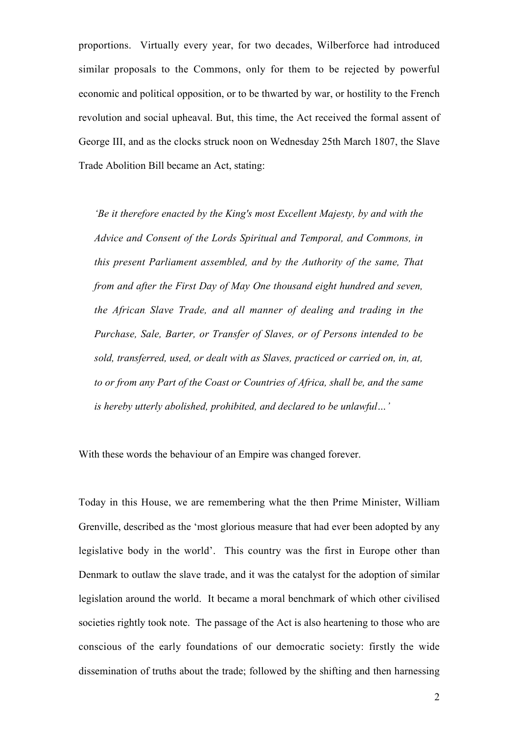proportions. Virtually every year, for two decades, Wilberforce had introduced similar proposals to the Commons, only for them to be rejected by powerful economic and political opposition, or to be thwarted by war, or hostility to the French revolution and social upheaval. But, this time, the Act received the formal assent of George III, and as the clocks struck noon on Wednesday 25th March 1807, the Slave Trade Abolition Bill became an Act, stating:

> *'Be it therefore enacted by the King's most Excellent Majesty, by and with the Advice and Consent of the Lords Spiritual and Temporal, and Commons, in this present Parliament assembled, and by the Authority of the same, That from and after the First Day of May One thousand eight hundred and seven, the African Slave Trade, and all manner of dealing and trading in the Purchase, Sale, Barter, or Transfer of Slaves, or of Persons intended to be sold, transferred, used, or dealt with as Slaves, practiced or carried on, in, at, to or from any Part of the Coast or Countries of Africa, shall be, and the same is hereby utterly abolished, prohibited, and declared to be unlawful…'*

With these words the behaviour of an Empire was changed forever.

Today in this House, we are remembering what the then Prime Minister, William Grenville, described as the 'most glorious measure that had ever been adopted by any legislative body in the world'. This country was the first in Europe other than Denmark to outlaw the slave trade, and it was the catalyst for the adoption of similar legislation around the world. It became a moral benchmark of which other civilised societies rightly took note. The passage of the Act is also heartening to those who are conscious of the early foundations of our democratic society: firstly the wide dissemination of truths about the trade; followed by the shifting and then harnessing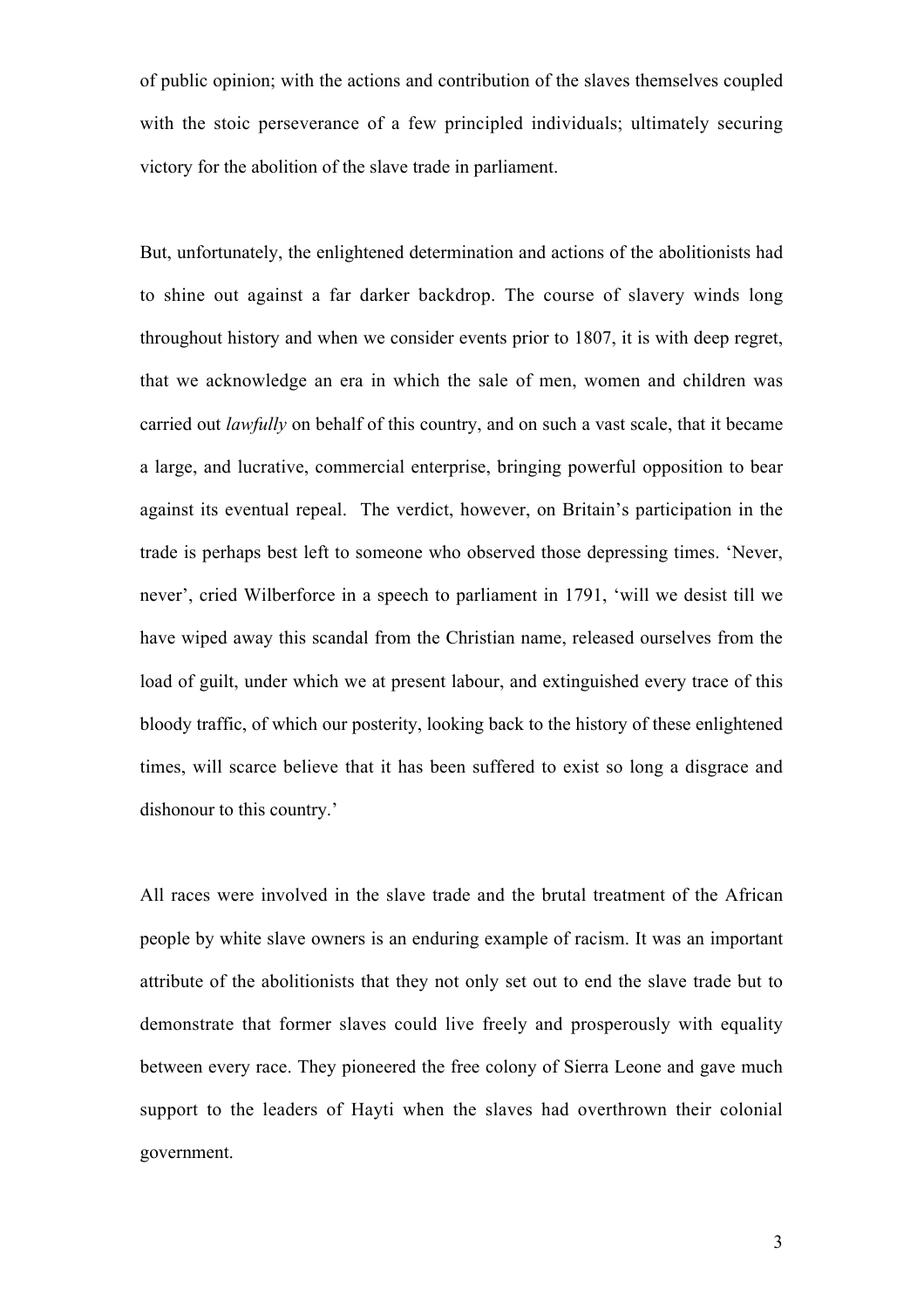of public opinion; with the actions and contribution of the slaves themselves coupled with the stoic perseverance of a few principled individuals; ultimately securing victory for the abolition of the slave trade in parliament.

But, unfortunately, the enlightened determination and actions of the abolitionists had to shine out against a far darker backdrop. The course of slavery winds long throughout history and when we consider events prior to 1807, it is with deep regret, that we acknowledge an era in which the sale of men, women and children was carried out *lawfully* on behalf of this country, and on such a vast scale, that it became a large, and lucrative, commercial enterprise, bringing powerful opposition to bear against its eventual repeal. The verdict, however, on Britain's participation in the trade is perhaps best left to someone who observed those depressing times. 'Never, never', cried Wilberforce in a speech to parliament in 1791, 'will we desist till we have wiped away this scandal from the Christian name, released ourselves from the load of guilt, under which we at present labour, and extinguished every trace of this bloody traffic, of which our posterity, looking back to the history of these enlightened times, will scarce believe that it has been suffered to exist so long a disgrace and dishonour to this country.'

All races were involved in the slave trade and the brutal treatment of the African people by white slave owners is an enduring example of racism. It was an important attribute of the abolitionists that they not only set out to end the slave trade but to demonstrate that former slaves could live freely and prosperously with equality between every race. They pioneered the free colony of Sierra Leone and gave much support to the leaders of Hayti when the slaves had overthrown their colonial government.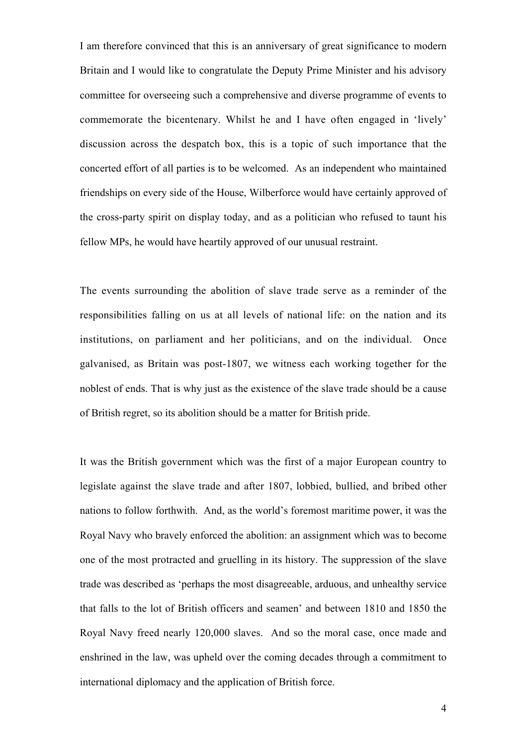I am therefore convinced that this is an anniversary of great significance to modern Britain and I would like to congratulate the Deputy Prime Minister and his advisory committee for overseeing such a comprehensive and diverse programme of events to commemorate the bicentenary. Whilst he and I have often engaged in 'lively' discussion across the despatch box, this is a topic of such importance that the concerted effort of all parties is to be welcomed. As an independent who maintained friendships on every side of the House, Wilberforce would have certainly approved of the cross-party spirit on display today, and as a politician who refused to taunt his fellow MPs, he would have heartily approved of our unusual restraint.

The events surrounding the abolition of slave trade serve as a reminder of the responsibilities falling on us at all levels of national life: on the nation and its institutions, on parliament and her politicians, and on the individual. Once galvanised, as Britain was post-1807, we witness each working together for the noblest of ends. That is why just as the existence of the slave trade should be a cause of British regret, so its abolition should be a matter for British pride.

It was the British government which was the first of a major European country to legislate against the slave trade and after 1807, lobbied, bullied, and bribed other nations to follow forthwith. And, as the world's foremost maritime power, it was the Royal Navy who bravely enforced the abolition: an assignment which was to become one of the most protracted and gruelling in its history. The suppression of the slave trade was described as 'perhaps the most disagreeable, arduous, and unhealthy service that falls to the lot of British officers and seamen' and between 1810 and 1850 the Royal Navy freed nearly 120,000 slaves. And so the moral case, once made and enshrined in the law, was upheld over the coming decades through a commitment to international diplomacy and the application of British force.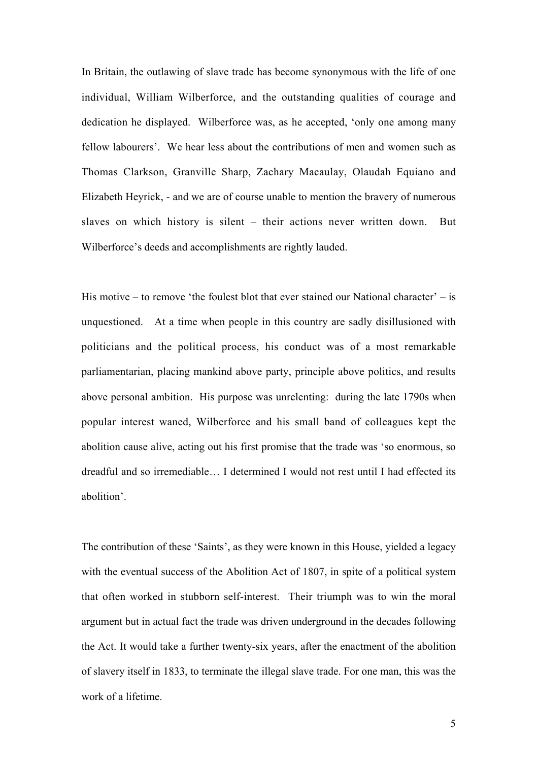In Britain, the outlawing of slave trade has become synonymous with the life of one individual, William Wilberforce, and the outstanding qualities of courage and dedication he displayed. Wilberforce was, as he accepted, 'only one among many fellow labourers'. We hear less about the contributions of men and women such as Thomas Clarkson, Granville Sharp, Zachary Macaulay, Olaudah Equiano and Elizabeth Heyrick, - and we are of course unable to mention the bravery of numerous slaves on which history is silent – their actions never written down. But Wilberforce's deeds and accomplishments are rightly lauded.

His motive – to remove 'the foulest blot that ever stained our National character' – is unquestioned. At a time when people in this country are sadly disillusioned with politicians and the political process, his conduct was of a most remarkable parliamentarian, placing mankind above party, principle above politics, and results above personal ambition. His purpose was unrelenting: during the late 1790s when popular interest waned, Wilberforce and his small band of colleagues kept the abolition cause alive, acting out his first promise that the trade was 'so enormous, so dreadful and so irremediable… I determined I would not rest until I had effected its abolition'.

The contribution of these 'Saints', as they were known in this House, yielded a legacy with the eventual success of the Abolition Act of 1807, in spite of a political system that often worked in stubborn self-interest. Their triumph was to win the moral argument but in actual fact the trade was driven underground in the decades following the Act. It would take a further twenty-six years, after the enactment of the abolition of slavery itself in 1833, to terminate the illegal slave trade. For one man, this was the work of a lifetime.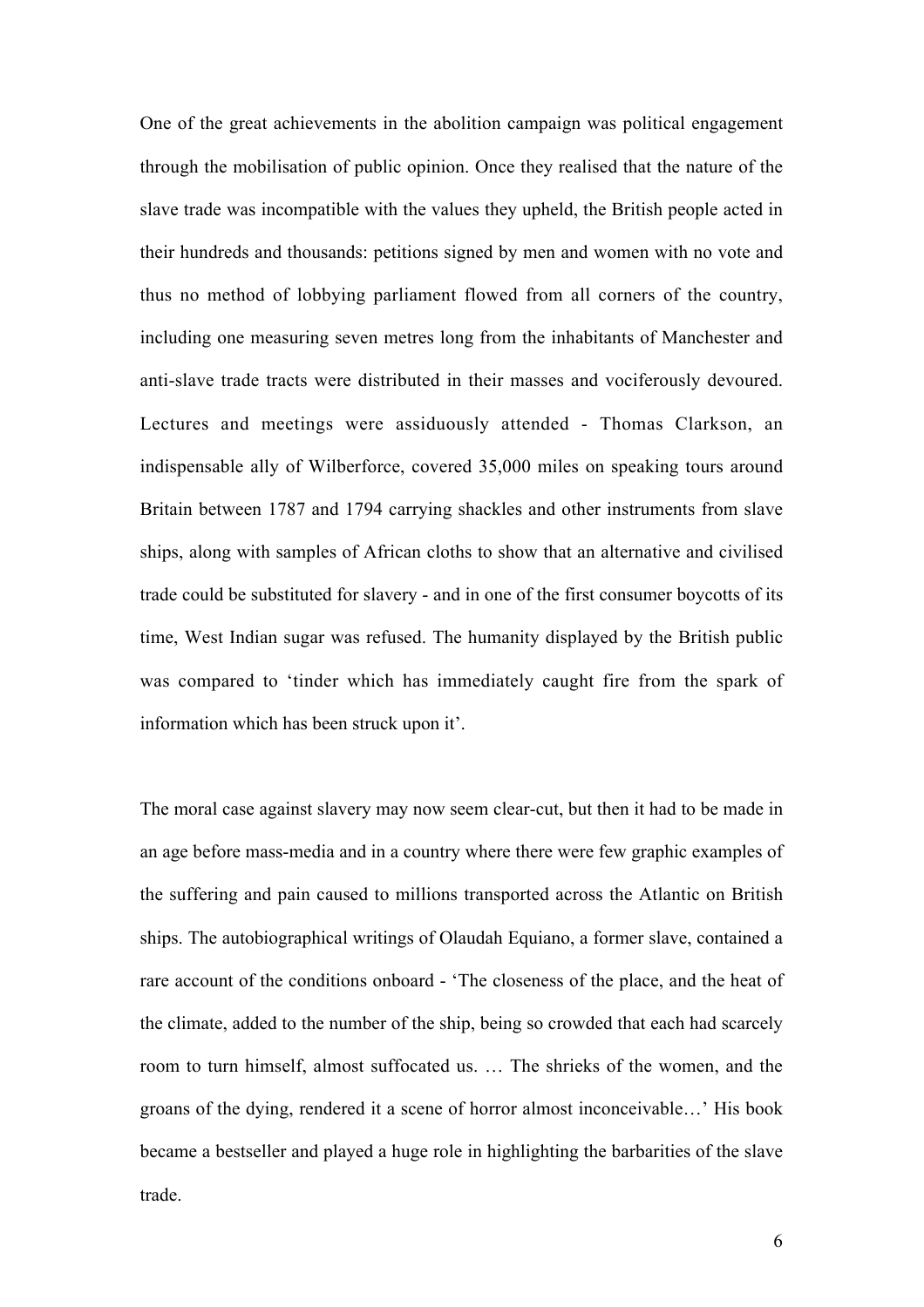One of the great achievements in the abolition campaign was political engagement through the mobilisation of public opinion. Once they realised that the nature of the slave trade was incompatible with the values they upheld, the British people acted in their hundreds and thousands: petitions signed by men and women with no vote and thus no method of lobbying parliament flowed from all corners of the country, including one measuring seven metres long from the inhabitants of Manchester and anti-slave trade tracts were distributed in their masses and vociferously devoured. Lectures and meetings were assiduously attended - Thomas Clarkson, an indispensable ally of Wilberforce, covered 35,000 miles on speaking tours around Britain between 1787 and 1794 carrying shackles and other instruments from slave ships, along with samples of African cloths to show that an alternative and civilised trade could be substituted for slavery - and in one of the first consumer boycotts of its time, West Indian sugar was refused. The humanity displayed by the British public was compared to 'tinder which has immediately caught fire from the spark of information which has been struck upon it'.

The moral case against slavery may now seem clear-cut, but then it had to be made in an age before mass-media and in a country where there were few graphic examples of the suffering and pain caused to millions transported across the Atlantic on British ships. The autobiographical writings of Olaudah Equiano, a former slave, contained a rare account of the conditions onboard - 'The closeness of the place, and the heat of the climate, added to the number of the ship, being so crowded that each had scarcely room to turn himself, almost suffocated us. … The shrieks of the women, and the groans of the dying, rendered it a scene of horror almost inconceivable…' His book became a bestseller and played a huge role in highlighting the barbarities of the slave trade.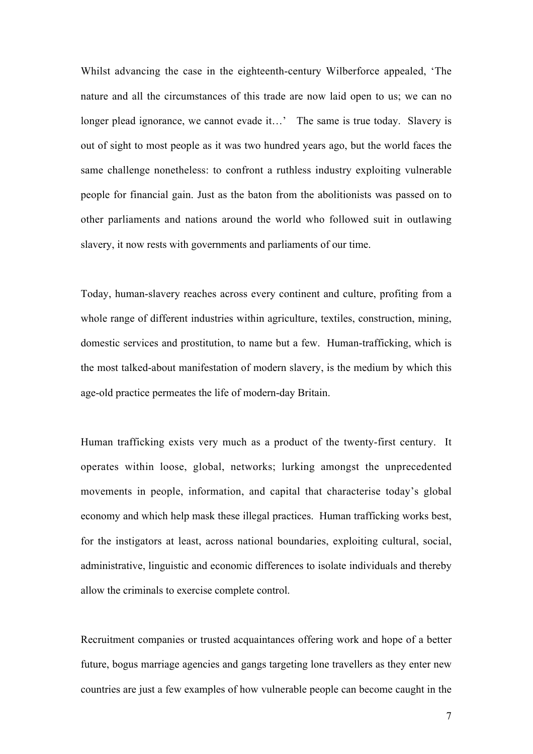Whilst advancing the case in the eighteenth-century Wilberforce appealed, 'The nature and all the circumstances of this trade are now laid open to us; we can no longer plead ignorance, we cannot evade it…' The same is true today. Slavery is out of sight to most people as it was two hundred years ago, but the world faces the same challenge nonetheless: to confront a ruthless industry exploiting vulnerable people for financial gain. Just as the baton from the abolitionists was passed on to other parliaments and nations around the world who followed suit in outlawing slavery, it now rests with governments and parliaments of our time.

Today, human-slavery reaches across every continent and culture, profiting from a whole range of different industries within agriculture, textiles, construction, mining, domestic services and prostitution, to name but a few. Human-trafficking, which is the most talked-about manifestation of modern slavery, is the medium by which this age-old practice permeates the life of modern-day Britain.

Human trafficking exists very much as a product of the twenty-first century. It operates within loose, global, networks; lurking amongst the unprecedented movements in people, information, and capital that characterise today's global economy and which help mask these illegal practices. Human trafficking works best, for the instigators at least, across national boundaries, exploiting cultural, social, administrative, linguistic and economic differences to isolate individuals and thereby allow the criminals to exercise complete control.

Recruitment companies or trusted acquaintances offering work and hope of a better future, bogus marriage agencies and gangs targeting lone travellers as they enter new countries are just a few examples of how vulnerable people can become caught in the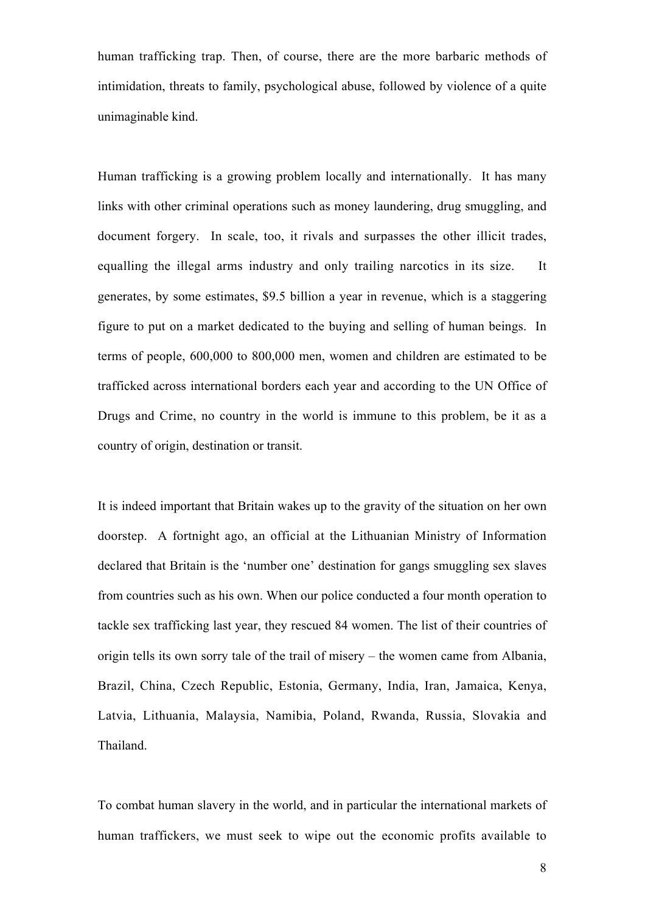human trafficking trap. Then, of course, there are the more barbaric methods of intimidation, threats to family, psychological abuse, followed by violence of a quite unimaginable kind.

Human trafficking is a growing problem locally and internationally. It has many links with other criminal operations such as money laundering, drug smuggling, and document forgery. In scale, too, it rivals and surpasses the other illicit trades, equalling the illegal arms industry and only trailing narcotics in its size. It generates, by some estimates, $9.5 billion a year in revenue, which is a staggering figure to put on a market dedicated to the buying and selling of human beings. In terms of people, 600,000 to 800,000 men, women and children are estimated to be trafficked across international borders each year and according to the UN Office of Drugs and Crime, no country in the world is immune to this problem, be it as a country of origin, destination or transit.

It is indeed important that Britain wakes up to the gravity of the situation on her own doorstep. A fortnight ago, an official at the Lithuanian Ministry of Information declared that Britain is the 'number one' destination for gangs smuggling sex slaves from countries such as his own. When our police conducted a four month operation to tackle sex trafficking last year, they rescued 84 women. The list of their countries of origin tells its own sorry tale of the trail of misery – the women came from Albania, Brazil, China, Czech Republic, Estonia, Germany, India, Iran, Jamaica, Kenya, Latvia, Lithuania, Malaysia, Namibia, Poland, Rwanda, Russia, Slovakia and Thailand.

To combat human slavery in the world, and in particular the international markets of human traffickers, we must seek to wipe out the economic profits available to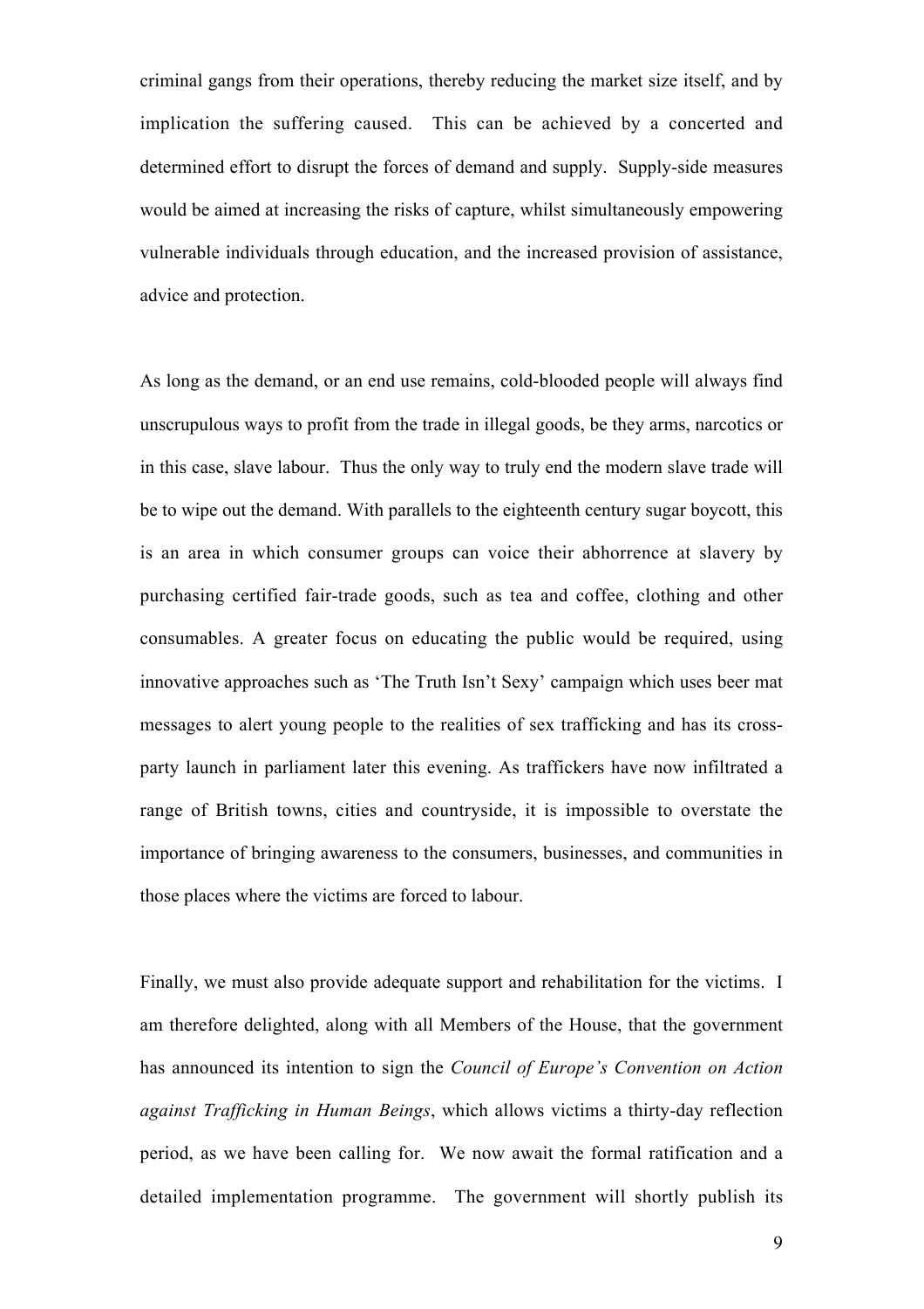criminal gangs from their operations, thereby reducing the market size itself, and by implication the suffering caused. This can be achieved by a concerted and determined effort to disrupt the forces of demand and supply. Supply-side measures would be aimed at increasing the risks of capture, whilst simultaneously empowering vulnerable individuals through education, and the increased provision of assistance, advice and protection.

As long as the demand, or an end use remains, cold-blooded people will always find unscrupulous ways to profit from the trade in illegal goods, be they arms, narcotics or in this case, slave labour. Thus the only way to truly end the modern slave trade will be to wipe out the demand. With parallels to the eighteenth century sugar boycott, this is an area in which consumer groups can voice their abhorrence at slavery by purchasing certified fair-trade goods, such as tea and coffee, clothing and other consumables. A greater focus on educating the public would be required, using innovative approaches such as 'The Truth Isn't Sexy' campaign which uses beer mat messages to alert young people to the realities of sex trafficking and has its cross-party launch in parliament later this evening. As traffickers have now infiltrated a range of British towns, cities and countryside, it is impossible to overstate the importance of bringing awareness to the consumers, businesses, and communities in those places where the victims are forced to labour.

Finally, we must also provide adequate support and rehabilitation for the victims. I am therefore delighted, along with all Members of the House, that the government has announced its intention to sign the *Council of Europe's Convention on Action against Trafficking in Human Beings*, which allows victims a thirty-day reflection period, as we have been calling for. We now await the formal ratification and a detailed implementation programme. The government will shortly publish its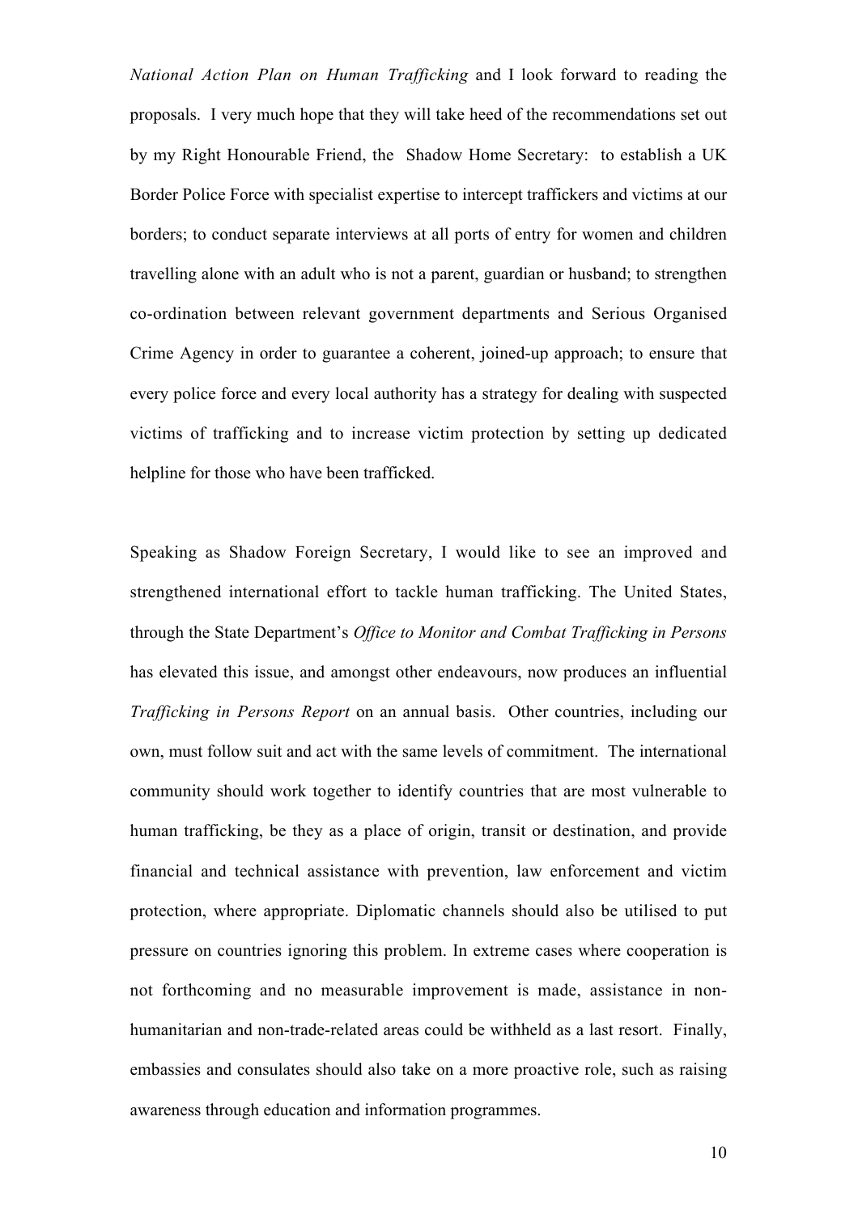*National Action Plan on Human Trafficking* and I look forward to reading the proposals. I very much hope that they will take heed of the recommendations set out by my Right Honourable Friend, the Shadow Home Secretary: to establish a UK Border Police Force with specialist expertise to intercept traffickers and victims at our borders; to conduct separate interviews at all ports of entry for women and children travelling alone with an adult who is not a parent, guardian or husband; to strengthen co-ordination between relevant government departments and Serious Organised Crime Agency in order to guarantee a coherent, joined-up approach; to ensure that every police force and every local authority has a strategy for dealing with suspected victims of trafficking and to increase victim protection by setting up dedicated helpline for those who have been trafficked.

Speaking as Shadow Foreign Secretary, I would like to see an improved and strengthened international effort to tackle human trafficking. The United States, through the State Department's *Office to Monitor and Combat Trafficking in Persons* has elevated this issue, and amongst other endeavours, now produces an influential *Trafficking in Persons Report* on an annual basis. Other countries, including our own, must follow suit and act with the same levels of commitment. The international community should work together to identify countries that are most vulnerable to human trafficking, be they as a place of origin, transit or destination, and provide financial and technical assistance with prevention, law enforcement and victim protection, where appropriate. Diplomatic channels should also be utilised to put pressure on countries ignoring this problem. In extreme cases where cooperation is not forthcoming and no measurable improvement is made, assistance in non-humanitarian and non-trade-related areas could be withheld as a last resort. Finally, embassies and consulates should also take on a more proactive role, such as raising awareness through education and information programmes.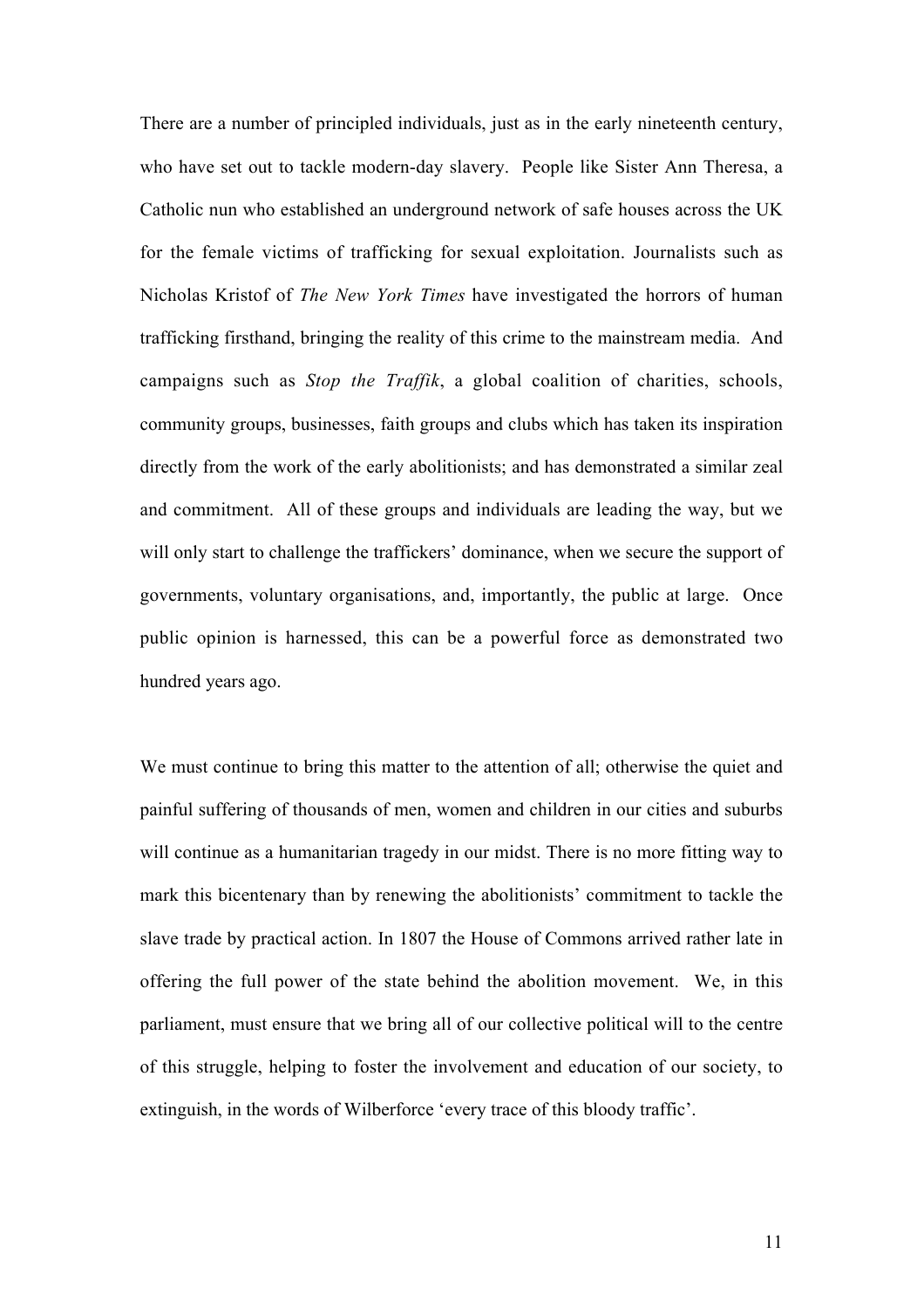There are a number of principled individuals, just as in the early nineteenth century, who have set out to tackle modern-day slavery. People like Sister Ann Theresa, a Catholic nun who established an underground network of safe houses across the UK for the female victims of trafficking for sexual exploitation. Journalists such as Nicholas Kristof of *The New York Times* have investigated the horrors of human trafficking firsthand, bringing the reality of this crime to the mainstream media. And campaigns such as *Stop the Traffik*, a global coalition of charities, schools, community groups, businesses, faith groups and clubs which has taken its inspiration directly from the work of the early abolitionists; and has demonstrated a similar zeal and commitment. All of these groups and individuals are leading the way, but we will only start to challenge the traffickers' dominance, when we secure the support of governments, voluntary organisations, and, importantly, the public at large. Once public opinion is harnessed, this can be a powerful force as demonstrated two hundred years ago.

We must continue to bring this matter to the attention of all; otherwise the quiet and painful suffering of thousands of men, women and children in our cities and suburbs will continue as a humanitarian tragedy in our midst. There is no more fitting way to mark this bicentenary than by renewing the abolitionists' commitment to tackle the slave trade by practical action. In 1807 the House of Commons arrived rather late in offering the full power of the state behind the abolition movement. We, in this parliament, must ensure that we bring all of our collective political will to the centre of this struggle, helping to foster the involvement and education of our society, to extinguish, in the words of Wilberforce 'every trace of this bloody traffic'.